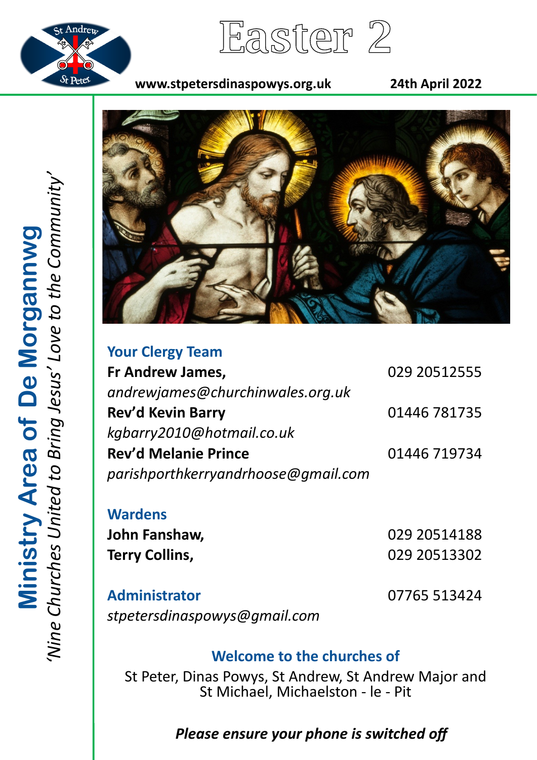St Andrew St Peter

# Easter 2

**www.stpetersdinaspowys.org.uk** **24th April 2022**

**Ministry Area of De Morgannwg**

*'Nine Churches United to Bring Jesus' Love to the Community'*

## Your Clergy Team

**Fr Andrew James,** 029 20512555
*andrewjames@churchinwales.org.uk*

**Rev'd Kevin Barry** 01446 781735
*kgbarry2010@hotmail.co.uk*

**Rev'd Melanie Prince** 01446 719734
*parishporthkerryandrhoose@gmail.com*

## Wardens

**John Fanshaw,** 029 20514188

**Terry Collins,** 029 20513302

## Administrator

07765 513424
*stpetersdinaspowys@gmail.com*

## Welcome to the churches of

St Peter, Dinas Powys, St Andrew, St Andrew Major and St Michael, Michaelston - le - Pit

***Please ensure your phone is switched off***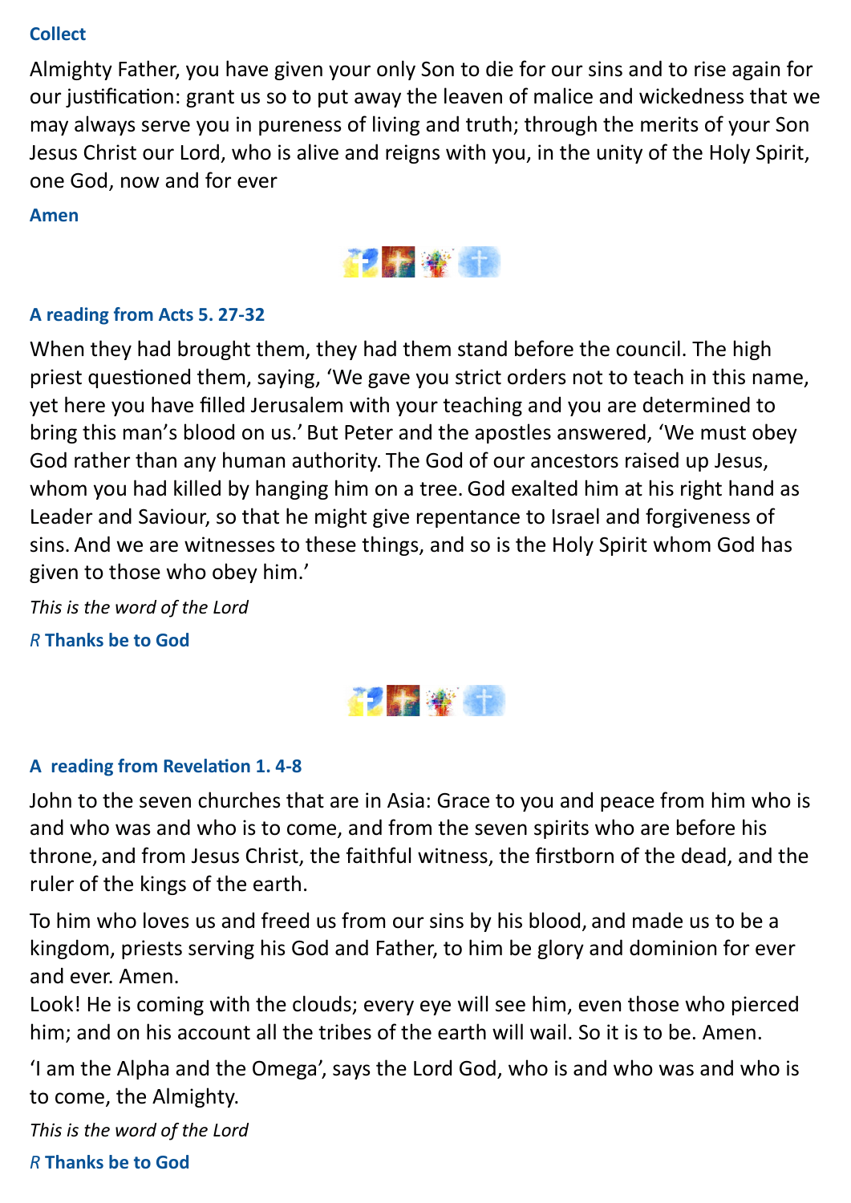**Collect**

Almighty Father, you have given your only Son to die for our sins and to rise again for our justification: grant us so to put away the leaven of malice and wickedness that we may always serve you in pureness of living and truth; through the merits of your Son Jesus Christ our Lord, who is alive and reigns with you, in the unity of the Holy Spirit, one God, now and for ever

**Amen**

**A reading from Acts 5. 27-32**

When they had brought them, they had them stand before the council. The high priest questioned them, saying, 'We gave you strict orders not to teach in this name, yet here you have filled Jerusalem with your teaching and you are determined to bring this man's blood on us.' But Peter and the apostles answered, 'We must obey God rather than any human authority. The God of our ancestors raised up Jesus, whom you had killed by hanging him on a tree. God exalted him at his right hand as Leader and Saviour, so that he might give repentance to Israel and forgiveness of sins. And we are witnesses to these things, and so is the Holy Spirit whom God has given to those who obey him.'

*This is the word of the Lord*

*R* **Thanks be to God**

**A reading from Revelation 1. 4-8**

John to the seven churches that are in Asia: Grace to you and peace from him who is and who was and who is to come, and from the seven spirits who are before his throne, and from Jesus Christ, the faithful witness, the firstborn of the dead, and the ruler of the kings of the earth.

To him who loves us and freed us from our sins by his blood, and made us to be a kingdom, priests serving his God and Father, to him be glory and dominion for ever and ever. Amen.
Look! He is coming with the clouds; every eye will see him, even those who pierced him; and on his account all the tribes of the earth will wail. So it is to be. Amen.

'I am the Alpha and the Omega', says the Lord God, who is and who was and who is to come, the Almighty.

*This is the word of the Lord*

*R* **Thanks be to God**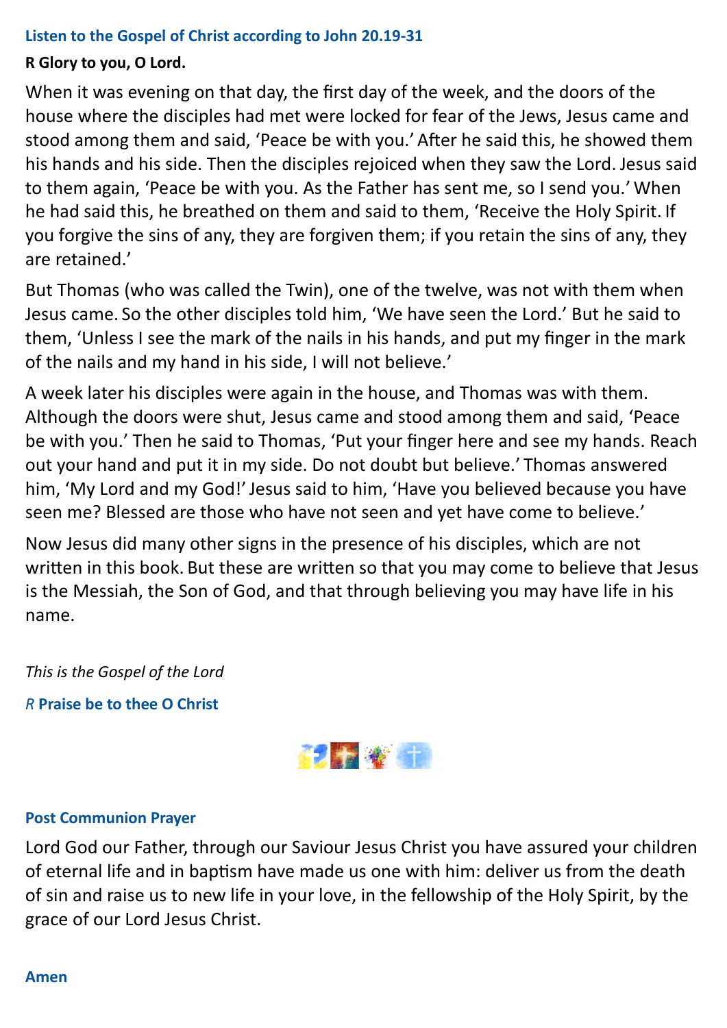### Listen to the Gospel of Christ according to John 20.19-31

**R Glory to you, O Lord.**

When it was evening on that day, the first day of the week, and the doors of the house where the disciples had met were locked for fear of the Jews, Jesus came and stood among them and said, 'Peace be with you.' After he said this, he showed them his hands and his side. Then the disciples rejoiced when they saw the Lord. Jesus said to them again, 'Peace be with you. As the Father has sent me, so I send you.' When he had said this, he breathed on them and said to them, 'Receive the Holy Spirit. If you forgive the sins of any, they are forgiven them; if you retain the sins of any, they are retained.'

But Thomas (who was called the Twin), one of the twelve, was not with them when Jesus came. So the other disciples told him, 'We have seen the Lord.' But he said to them, 'Unless I see the mark of the nails in his hands, and put my finger in the mark of the nails and my hand in his side, I will not believe.'

A week later his disciples were again in the house, and Thomas was with them. Although the doors were shut, Jesus came and stood among them and said, 'Peace be with you.' Then he said to Thomas, 'Put your finger here and see my hands. Reach out your hand and put it in my side. Do not doubt but believe.' Thomas answered him, 'My Lord and my God!' Jesus said to him, 'Have you believed because you have seen me? Blessed are those who have not seen and yet have come to believe.'

Now Jesus did many other signs in the presence of his disciples, which are not written in this book. But these are written so that you may come to believe that Jesus is the Messiah, the Son of God, and that through believing you may have life in his name.

*This is the Gospel of the Lord*

*R* **Praise be to thee O Christ**

### Post Communion Prayer

Lord God our Father, through our Saviour Jesus Christ you have assured your children of eternal life and in baptism have made us one with him: deliver us from the death of sin and raise us to new life in your love, in the fellowship of the Holy Spirit, by the grace of our Lord Jesus Christ.

**Amen**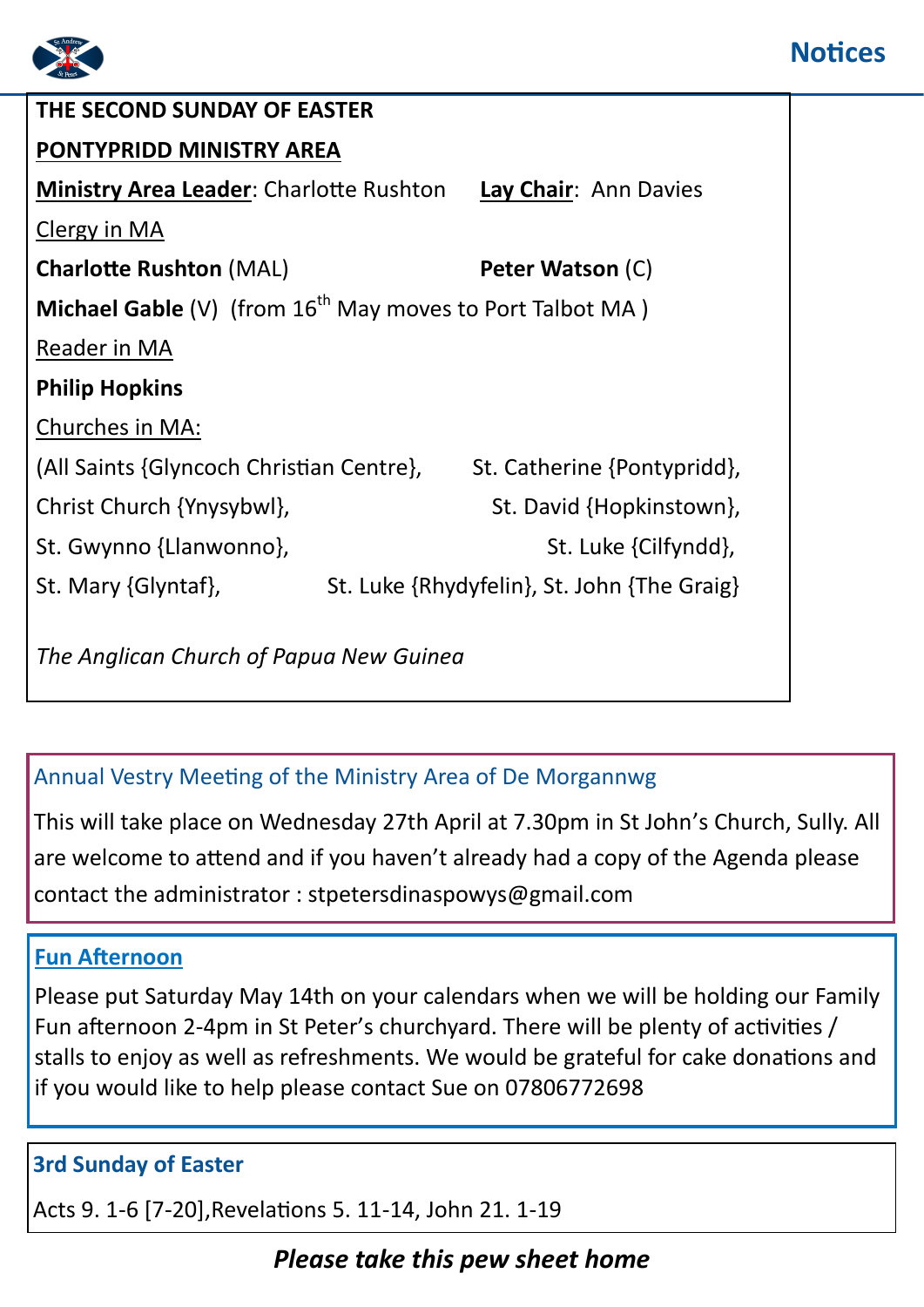# Notices

**THE SECOND SUNDAY OF EASTER**

**PONTYPRIDD MINISTRY AREA**

**Ministry Area Leader**: Charlotte Rushton    **Lay Chair**: Ann Davies

Clergy in MA

**Charlotte Rushton** (MAL)    **Peter Watson** (C)

**Michael Gable** (V) (from 16th May moves to Port Talbot MA )

Reader in MA

**Philip Hopkins**

Churches in MA:

(All Saints {Glyncoch Christian Centre}, St. Catherine {Pontypridd}, Christ Church {Ynysybwl}, St. David {Hopkinstown}, St. Gwynno {Llanwonno}, St. Luke {Cilfyndd}, St. Mary {Glyntaf}, St. Luke {Rhydyfelin}, St. John {The Graig}

*The Anglican Church of Papua New Guinea*

## Annual Vestry Meeting of the Ministry Area of De Morgannwg

This will take place on Wednesday 27th April at 7.30pm in St John's Church, Sully. All are welcome to attend and if you haven't already had a copy of the Agenda please contact the administrator : stpetersdinaspowys@gmail.com

## Fun Afternoon

Please put Saturday May 14th on your calendars when we will be holding our Family Fun afternoon 2-4pm in St Peter's churchyard. There will be plenty of activities / stalls to enjoy as well as refreshments. We would be grateful for cake donations and if you would like to help please contact Sue on 07806772698

## 3rd Sunday of Easter

Acts 9. 1-6 [7-20],Revelations 5. 11-14, John 21. 1-19

***Please take this pew sheet home***